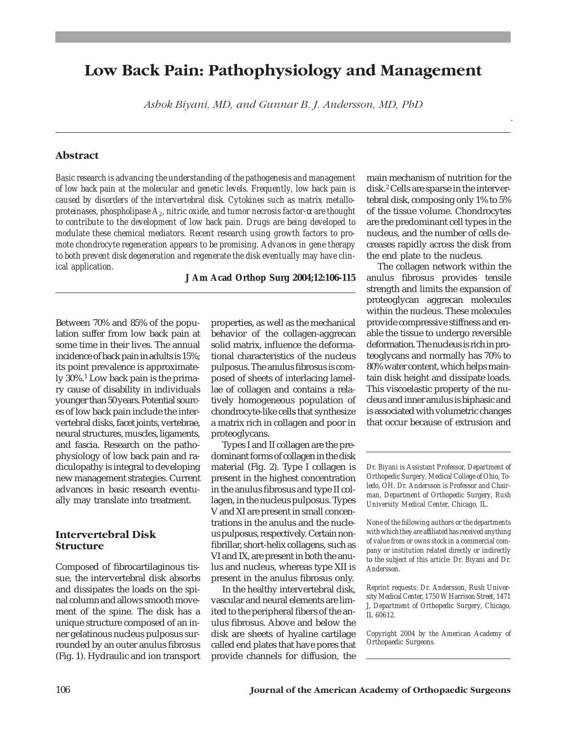# Low Back Pain: Pathophysiology and Management

*Ashok Biyani, MD, and Gunnar B. J. Andersson, MD, PhD*

## Abstract

*Basic research is advancing the understanding of the pathogenesis and management of low back pain at the molecular and genetic levels. Frequently, low back pain is caused by disorders of the intervertebral disk. Cytokines such as matrix metalloproteinases, phospholipase $A_2$, nitric oxide, and tumor necrosis factor-α are thought to contribute to the development of low back pain. Drugs are being developed to modulate these chemical mediators. Recent research using growth factors to promote chondrocyte regeneration appears to be promising. Advances in gene therapy to both prevent disk degeneration and regenerate the disk eventually may have clinical application.*

**J Am Acad Orthop Surg 2004;12:106-115**

Between 70% and 85% of the population suffer from low back pain at some time in their lives. The annual incidence of back pain in adults is 15%; its point prevalence is approximately 30%.[1] Low back pain is the primary cause of disability in individuals younger than 50 years. Potential sources of low back pain include the intervertebral disks, facet joints, vertebrae, neural structures, muscles, ligaments, and fascia. Research on the pathophysiology of low back pain and radiculopathy is integral to developing new management strategies. Current advances in basic research eventually may translate into treatment.

## Intervertebral Disk Structure

Composed of fibrocartilaginous tissue, the intervertebral disk absorbs and dissipates the loads on the spinal column and allows smooth movement of the spine. The disk has a unique structure composed of an inner gelatinous nucleus pulposus surrounded by an outer anulus fibrosus (Fig. 1). Hydraulic and ion transport properties, as well as the mechanical behavior of the collagen-aggrecan solid matrix, influence the deformational characteristics of the nucleus pulposus. The anulus fibrosus is composed of sheets of interlacing lamellae of collagen and contains a relatively homogeneous population of chondrocyte-like cells that synthesize a matrix rich in collagen and poor in proteoglycans.

Types I and II collagen are the predominant forms of collagen in the disk material (Fig. 2). Type I collagen is present in the highest concentration in the anulus fibrosus and type II collagen, in the nucleus pulposus. Types V and XI are present in small concentrations in the anulus and the nucleus pulposus, respectively. Certain nonfibrillar, short-helix collagens, such as VI and IX, are present in both the anulus and nucleus, whereas type XII is present in the anulus fibrosus only.

In the healthy intervertebral disk, vascular and neural elements are limited to the peripheral fibers of the anulus fibrosus. Above and below the disk are sheets of hyaline cartilage called end plates that have pores that provide channels for diffusion, the main mechanism of nutrition for the disk.[2] Cells are sparse in the intervertebral disk, composing only 1% to 5% of the tissue volume. Chondrocytes are the predominant cell types in the nucleus, and the number of cells decreases rapidly across the disk from the end plate to the nucleus.

The collagen network within the anulus fibrosus provides tensile strength and limits the expansion of proteoglycan aggrecan molecules within the nucleus. These molecules provide compressive stiffness and enable the tissue to undergo reversible deformation. The nucleus is rich in proteoglycans and normally has 70% to 80% water content, which helps maintain disk height and dissipate loads. This viscoelastic property of the nucleus and inner anulus is biphasic and is associated with volumetric changes that occur because of extrusion and

---

*Dr. Biyani is Assistant Professor, Department of Orthopedic Surgery, Medical College of Ohio, Toledo, OH. Dr. Andersson is Professor and Chairman, Department of Orthopedic Surgery, Rush University Medical Center, Chicago, IL.*

*None of the following authors or the departments with which they are affiliated has received anything of value from or owns stock in a commercial company or institution related directly or indirectly to the subject of this article: Dr. Biyani and Dr. Andersson.*

*Reprint requests: Dr. Andersson, Rush University Medical Center, 1750 W Harrison Street, 1471 J, Department of Orthopedic Surgery, Chicago, IL 60612.*

*Copyright 2004 by the American Academy of Orthopaedic Surgeons.*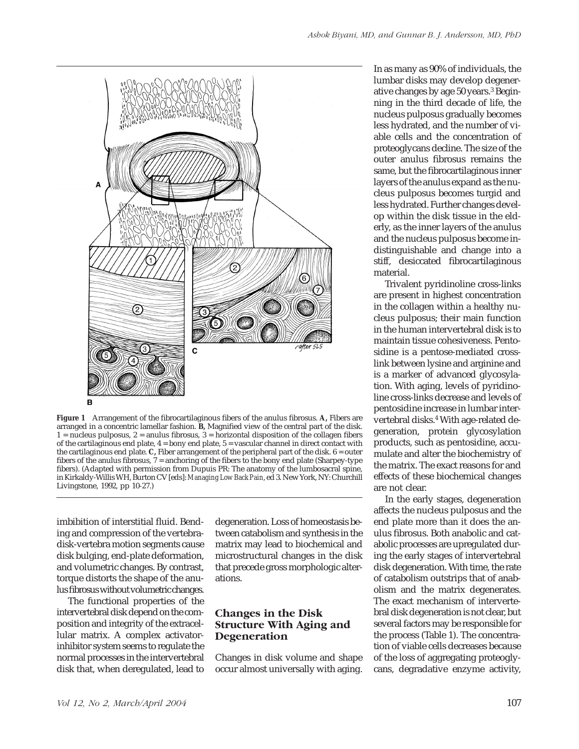**Figure 1** Arrangement of the fibrocartilaginous fibers of the anulus fibrosus. **A,** Fibers are arranged in a concentric lamellar fashion. **B,** Magnified view of the central part of the disk. 1 = nucleus pulposus, 2 = anulus fibrosus, 3 = horizontal disposition of the collagen fibers of the cartilaginous end plate, 4 = bony end plate, 5 = vascular channel in direct contact with the cartilaginous end plate. **C,** Fiber arrangement of the peripheral part of the disk. 6 = outer fibers of the anulus fibrosus, 7 = anchoring of the fibers to the bony end plate (Sharpey-type fibers). (Adapted with permission from Dupuis PR: The anatomy of the lumbosacral spine, in Kirkaldy-Willis WH, Burton CV [eds]: *Managing Low Back Pain*, ed 3. New York, NY: Churchill Livingstone, 1992, pp 10-27.)

imbibition of interstitial fluid. Bending and compression of the vertebra-disk-vertebra motion segments cause disk bulging, end-plate deformation, and volumetric changes. By contrast, torque distorts the shape of the anulus fibrosus without volumetric changes.

The functional properties of the intervertebral disk depend on the composition and integrity of the extracellular matrix. A complex activator-inhibitor system seems to regulate the normal processes in the intervertebral disk that, when deregulated, lead to degeneration. Loss of homeostasis between catabolism and synthesis in the matrix may lead to biochemical and microstructural changes in the disk that precede gross morphologic alterations.

## Changes in the Disk Structure With Aging and Degeneration

Changes in disk volume and shape occur almost universally with aging. In as many as 90% of individuals, the lumbar disks may develop degenerative changes by age 50 years.[3] Beginning in the third decade of life, the nucleus pulposus gradually becomes less hydrated, and the number of viable cells and the concentration of proteoglycans decline. The size of the outer anulus fibrosus remains the same, but the fibrocartilaginous inner layers of the anulus expand as the nucleus pulposus becomes turgid and less hydrated. Further changes develop within the disk tissue in the elderly, as the inner layers of the anulus and the nucleus pulposus become indistinguishable and change into a stiff, desiccated fibrocartilaginous material.

Trivalent pyridinoline cross-links are present in highest concentration in the collagen within a healthy nucleus pulposus; their main function in the human intervertebral disk is to maintain tissue cohesiveness. Pentosidine is a pentose-mediated cross-link between lysine and arginine and is a marker of advanced glycosylation. With aging, levels of pyridinoline cross-links decrease and levels of pentosidine increase in lumbar intervertebral disks.[4] With age-related degeneration, protein glycosylation products, such as pentosidine, accumulate and alter the biochemistry of the matrix. The exact reasons for and effects of these biochemical changes are not clear.

In the early stages, degeneration affects the nucleus pulposus and the end plate more than it does the anulus fibrosus. Both anabolic and catabolic processes are upregulated during the early stages of intervertebral disk degeneration. With time, the rate of catabolism outstrips that of anabolism and the matrix degenerates. The exact mechanism of intervertebral disk degeneration is not clear, but several factors may be responsible for the process (Table 1). The concentration of viable cells decreases because of the loss of aggregating proteoglycans, degradative enzyme activity,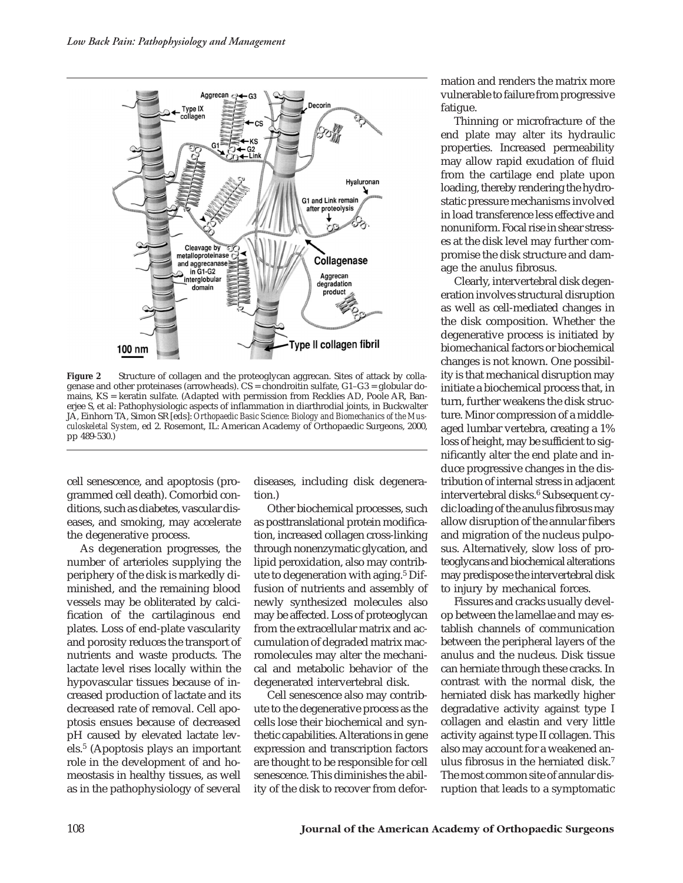**Figure 2** Structure of collagen and the proteoglycan aggrecan. Sites of attack by collagenase and other proteinases (arrowheads). CS = chondroitin sulfate, G1–G3 = globular domains, KS = keratin sulfate. (Adapted with permission from Recklies AD, Poole AR, Banerjee S, et al: Pathophysiologic aspects of inflammation in diarthrodial joints, in Buckwalter JA, Einhorn TA, Simon SR [eds]: *Orthopaedic Basic Science: Biology and Biomechanics of the Musculoskeletal System*, ed 2. Rosemont, IL: American Academy of Orthopaedic Surgeons, 2000, pp 489-530.)

cell senescence, and apoptosis (programmed cell death). Comorbid conditions, such as diabetes, vascular diseases, and smoking, may accelerate the degenerative process.

As degeneration progresses, the number of arterioles supplying the periphery of the disk is markedly diminished, and the remaining blood vessels may be obliterated by calcification of the cartilaginous end plates. Loss of end-plate vascularity and porosity reduces the transport of nutrients and waste products. The lactate level rises locally within the hypovascular tissues because of increased production of lactate and its decreased rate of removal. Cell apoptosis ensues because of decreased pH caused by elevated lactate levels.[5] (Apoptosis plays an important role in the development of and homeostasis in healthy tissues, as well as in the pathophysiology of several diseases, including disk degeneration.)

Other biochemical processes, such as posttranslational protein modification, increased collagen cross-linking through nonenzymatic glycation, and lipid peroxidation, also may contribute to degeneration with aging.[5] Diffusion of nutrients and assembly of newly synthesized molecules also may be affected. Loss of proteoglycan from the extracellular matrix and accumulation of degraded matrix macromolecules may alter the mechanical and metabolic behavior of the degenerated intervertebral disk.

Cell senescence also may contribute to the degenerative process as the cells lose their biochemical and synthetic capabilities. Alterations in gene expression and transcription factors are thought to be responsible for cell senescence. This diminishes the ability of the disk to recover from deformation and renders the matrix more vulnerable to failure from progressive fatigue.

Thinning or microfracture of the end plate may alter its hydraulic properties. Increased permeability may allow rapid exudation of fluid from the cartilage end plate upon loading, thereby rendering the hydrostatic pressure mechanisms involved in load transference less effective and nonuniform. Focal rise in shear stresses at the disk level may further compromise the disk structure and damage the anulus fibrosus.

Clearly, intervertebral disk degeneration involves structural disruption as well as cell-mediated changes in the disk composition. Whether the degenerative process is initiated by biomechanical factors or biochemical changes is not known. One possibility is that mechanical disruption may initiate a biochemical process that, in turn, further weakens the disk structure. Minor compression of a middle-aged lumbar vertebra, creating a 1% loss of height, may be sufficient to significantly alter the end plate and induce progressive changes in the distribution of internal stress in adjacent intervertebral disks.[6] Subsequent cyclic loading of the anulus fibrosus may allow disruption of the annular fibers and migration of the nucleus pulposus. Alternatively, slow loss of proteoglycans and biochemical alterations may predispose the intervertebral disk to injury by mechanical forces.

Fissures and cracks usually develop between the lamellae and may establish channels of communication between the peripheral layers of the anulus and the nucleus. Disk tissue can herniate through these cracks. In contrast with the normal disk, the herniated disk has markedly higher degradative activity against type I collagen and elastin and very little activity against type II collagen. This also may account for a weakened anulus fibrosus in the herniated disk.[7] The most common site of annular disruption that leads to a symptomatic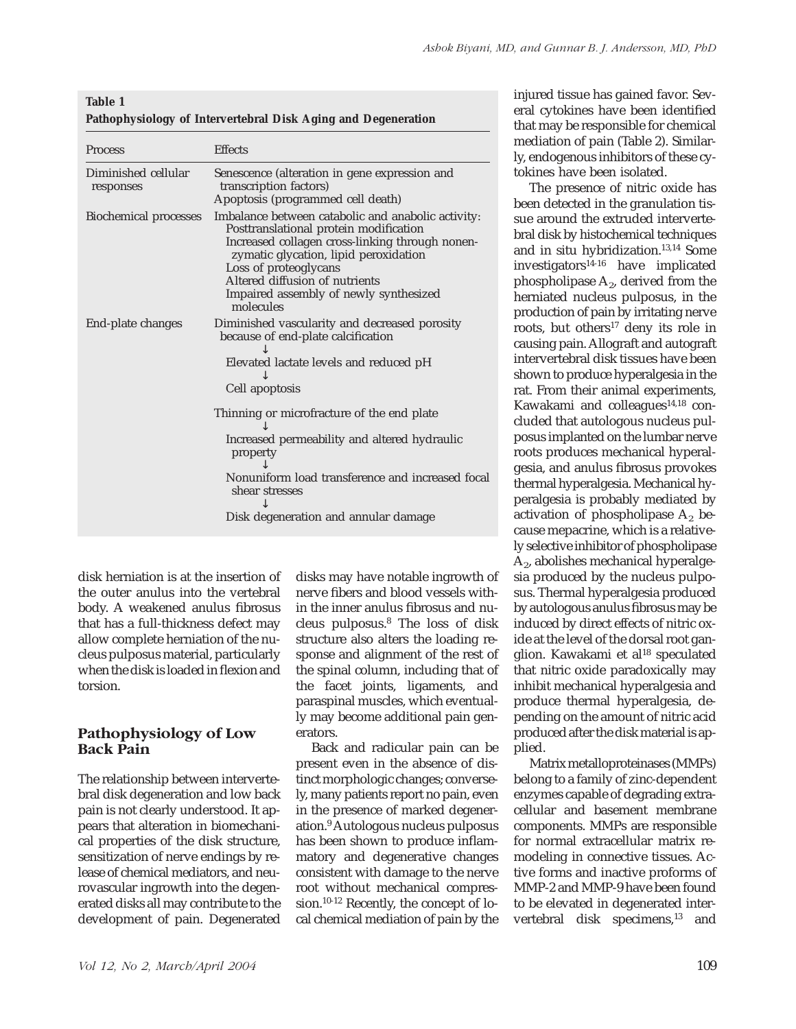**Table 1**
**Pathophysiology of Intervertebral Disk Aging and Degeneration**

| Process | Effects |
| --- | --- |
| Diminished cellular responses | Senescence (alteration in gene expression and transcription factors)<br>Apoptosis (programmed cell death) |
| Biochemical processes | Imbalance between catabolic and anabolic activity:<br>Posttranslational protein modification<br>Increased collagen cross-linking through nonenzymatic glycation, lipid peroxidation<br>Loss of proteoglycans<br>Altered diffusion of nutrients<br>Impaired assembly of newly synthesized molecules |
| End-plate changes | Diminished vascularity and decreased porosity because of end-plate calcification<br>↓<br>Elevated lactate levels and reduced pH<br>↓<br>Cell apoptosis<br><br>Thinning or microfracture of the end plate<br>↓<br>Increased permeability and altered hydraulic property<br>↓<br>Nonuniform load transference and increased focal shear stresses<br>↓<br>Disk degeneration and annular damage |

disk herniation is at the insertion of the outer anulus into the vertebral body. A weakened anulus fibrosus that has a full-thickness defect may allow complete herniation of the nucleus pulposus material, particularly when the disk is loaded in flexion and torsion.

## Pathophysiology of Low Back Pain

The relationship between intervertebral disk degeneration and low back pain is not clearly understood. It appears that alteration in biomechanical properties of the disk structure, sensitization of nerve endings by release of chemical mediators, and neurovascular ingrowth into the degenerated disks all may contribute to the development of pain. Degenerated disks may have notable ingrowth of nerve fibers and blood vessels within the inner anulus fibrosus and nucleus pulposus.[8] The loss of disk structure also alters the loading response and alignment of the rest of the spinal column, including that of the facet joints, ligaments, and paraspinal muscles, which eventually may become additional pain generators.

Back and radicular pain can be present even in the absence of distinct morphologic changes; conversely, many patients report no pain, even in the presence of marked degeneration.[9] Autologous nucleus pulposus has been shown to produce inflammatory and degenerative changes consistent with damage to the nerve root without mechanical compression.[10-12] Recently, the concept of local chemical mediation of pain by the injured tissue has gained favor. Several cytokines have been identified that may be responsible for chemical mediation of pain (Table 2). Similarly, endogenous inhibitors of these cytokines have been isolated.

The presence of nitric oxide has been detected in the granulation tissue around the extruded intervertebral disk by histochemical techniques and in situ hybridization.[13,14] Some investigators[14-16] have implicated phospholipase $A_2$, derived from the herniated nucleus pulposus, in the production of pain by irritating nerve roots, but others[17] deny its role in causing pain. Allograft and autograft intervertebral disk tissues have been shown to produce hyperalgesia in the rat. From their animal experiments, Kawakami and colleagues[14,18] concluded that autologous nucleus pulposus implanted on the lumbar nerve roots produces mechanical hyperalgesia, and anulus fibrosus provokes thermal hyperalgesia. Mechanical hyperalgesia is probably mediated by activation of phospholipase $A_2$ because mepacrine, which is a relatively selective inhibitor of phospholipase $A_2$, abolishes mechanical hyperalgesia produced by the nucleus pulposus. Thermal hyperalgesia produced by autologous anulus fibrosus may be induced by direct effects of nitric oxide at the level of the dorsal root ganglion. Kawakami et al[18] speculated that nitric oxide paradoxically may inhibit mechanical hyperalgesia and produce thermal hyperalgesia, depending on the amount of nitric acid produced after the disk material is applied.

Matrix metalloproteinases (MMPs) belong to a family of zinc-dependent enzymes capable of degrading extracellular and basement membrane components. MMPs are responsible for normal extracellular matrix remodeling in connective tissues. Active forms and inactive proforms of MMP-2 and MMP-9 have been found to be elevated in degenerated intervertebral disk specimens,[13] and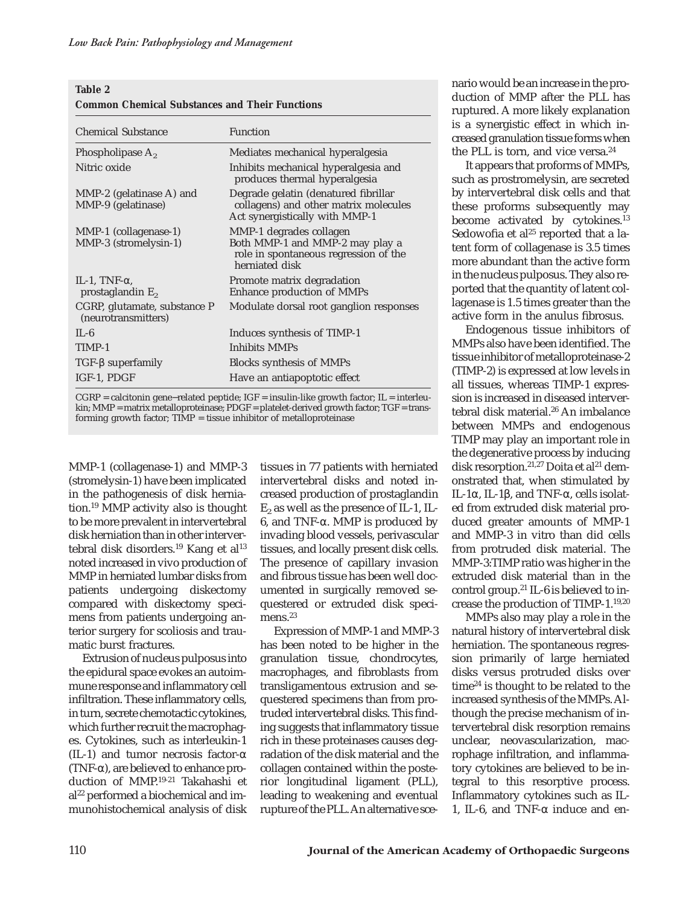**Table 2**
**Common Chemical Substances and Their Functions**

| Chemical Substance | Function |
|---|---|
| Phospholipase $A_2$ | Mediates mechanical hyperalgesia |
| Nitric oxide | Inhibits mechanical hyperalgesia and produces thermal hyperalgesia |
| MMP-2 (gelatinase A) and MMP-9 (gelatinase) | Degrade gelatin (denatured fibrillar collagens) and other matrix molecules<br>Act synergistically with MMP-1 |
| MMP-1 (collagenase-1)<br>MMP-3 (stromelysin-1) | MMP-1 degrades collagen<br>Both MMP-1 and MMP-2 may play a role in spontaneous regression of the herniated disk |
| IL-1, TNF-α, prostaglandin $E_2$ | Promote matrix degradation<br>Enhance production of MMPs |
| CGRP, glutamate, substance P (neurotransmitters) | Modulate dorsal root ganglion responses |
| IL-6 | Induces synthesis of TIMP-1 |
| TIMP-1 | Inhibits MMPs |
| TGF-β superfamily | Blocks synthesis of MMPs |
| IGF-1, PDGF | Have an antiapoptotic effect |

CGRP = calcitonin gene–related peptide; IGF = insulin-like growth factor; IL = interleukin; MMP = matrix metalloproteinase; PDGF = platelet-derived growth factor; TGF = transforming growth factor; TIMP = tissue inhibitor of metalloproteinase

MMP-1 (collagenase-1) and MMP-3 (stromelysin-1) have been implicated in the pathogenesis of disk herniation.[19] MMP activity also is thought to be more prevalent in intervertebral disk herniation than in other intervertebral disk disorders.[19] Kang et al[13] noted increased in vivo production of MMP in herniated lumbar disks from patients undergoing diskectomy compared with diskectomy specimens from patients undergoing anterior surgery for scoliosis and traumatic burst fractures.

Extrusion of nucleus pulposus into the epidural space evokes an autoimmune response and inflammatory cell infiltration. These inflammatory cells, in turn, secrete chemotactic cytokines, which further recruit the macrophages. Cytokines, such as interleukin-1 (IL-1) and tumor necrosis factor-α (TNF-α), are believed to enhance production of MMP.[19-21] Takahashi et al[22] performed a biochemical and immunohistochemical analysis of disk tissues in 77 patients with herniated intervertebral disks and noted increased production of prostaglandin $E_2$ as well as the presence of IL-1, IL-6, and TNF-α. MMP is produced by invading blood vessels, perivascular tissues, and locally present disk cells. The presence of capillary invasion and fibrous tissue has been well documented in surgically removed sequestered or extruded disk specimens.[23]

Expression of MMP-1 and MMP-3 has been noted to be higher in the granulation tissue, chondrocytes, macrophages, and fibroblasts from transligamentous extrusion and sequestered specimens than from protruded intervertebral disks. This finding suggests that inflammatory tissue rich in these proteinases causes degradation of the disk material and the collagen contained within the posterior longitudinal ligament (PLL), leading to weakening and eventual rupture of the PLL. An alternative scenario would be an increase in the production of MMP after the PLL has ruptured. A more likely explanation is a synergistic effect in which increased granulation tissue forms when the PLL is torn, and vice versa.[24]

It appears that proforms of MMPs, such as prostromelysin, are secreted by intervertebral disk cells and that these proforms subsequently may become activated by cytokines.[13] Sedowofia et al[25] reported that a latent form of collagenase is 3.5 times more abundant than the active form in the nucleus pulposus. They also reported that the quantity of latent collagenase is 1.5 times greater than the active form in the anulus fibrosus.

Endogenous tissue inhibitors of MMPs also have been identified. The tissue inhibitor of metalloproteinase-2 (TIMP-2) is expressed at low levels in all tissues, whereas TIMP-1 expression is increased in diseased intervertebral disk material.[26] An imbalance between MMPs and endogenous TIMP may play an important role in the degenerative process by inducing disk resorption.[21,27] Doita et al[21] demonstrated that, when stimulated by IL-1α, IL-1β, and TNF-α, cells isolated from extruded disk material produced greater amounts of MMP-1 and MMP-3 in vitro than did cells from protruded disk material. The MMP-3:TIMP ratio was higher in the extruded disk material than in the control group.[21] IL-6 is believed to increase the production of TIMP-1.[19,20]

MMPs also may play a role in the natural history of intervertebral disk herniation. The spontaneous regression primarily of large herniated disks versus protruded disks over time[24] is thought to be related to the increased synthesis of the MMPs. Although the precise mechanism of intervertebral disk resorption remains unclear, neovascularization, macrophage infiltration, and inflammatory cytokines are believed to be integral to this resorptive process. Inflammatory cytokines such as IL-1, IL-6, and TNF-α induce and en-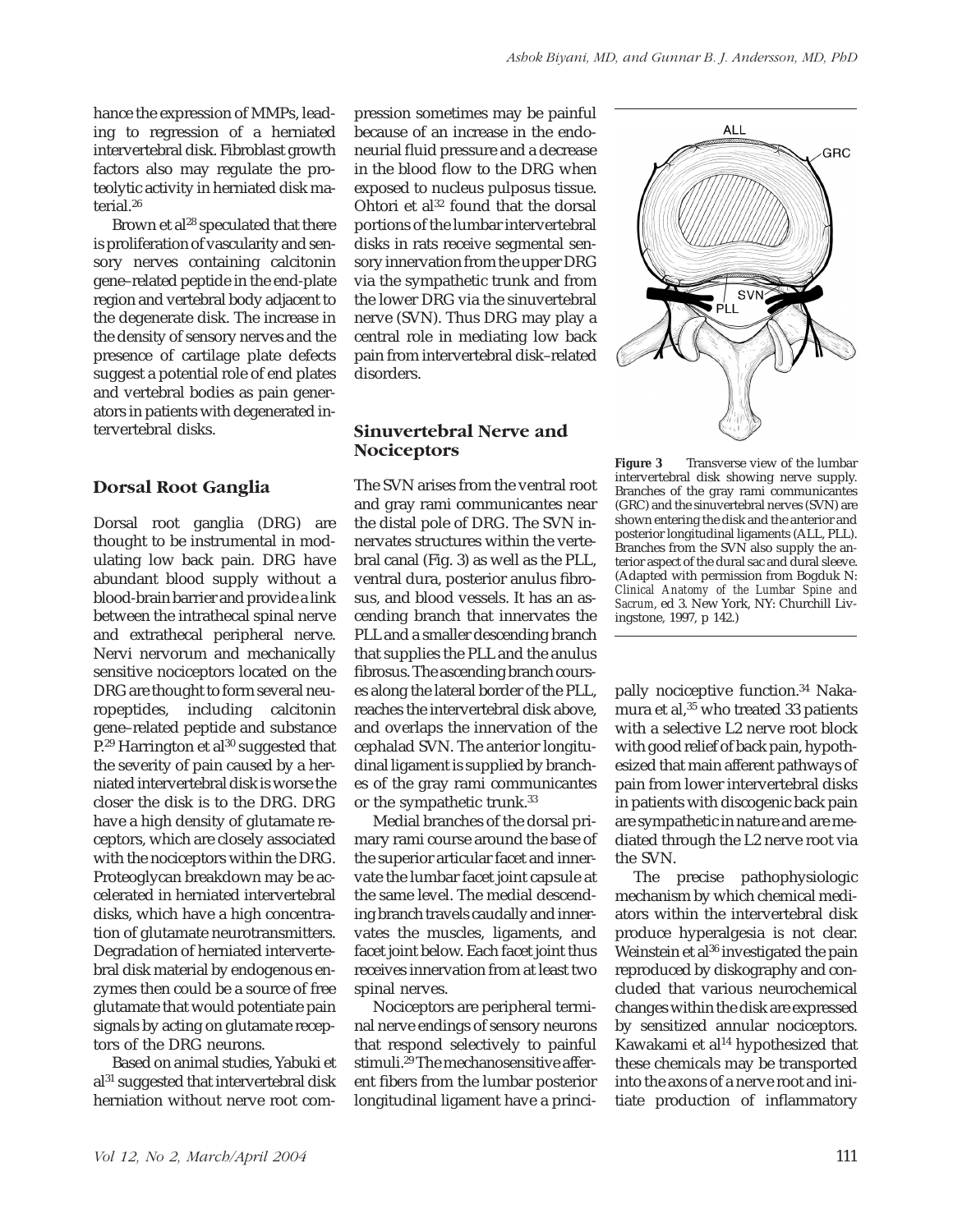hance the expression of MMPs, leading to regression of a herniated intervertebral disk. Fibroblast growth factors also may regulate the proteolytic activity in herniated disk material.[26]

Brown et al[28] speculated that there is proliferation of vascularity and sensory nerves containing calcitonin gene–related peptide in the end-plate region and vertebral body adjacent to the degenerate disk. The increase in the density of sensory nerves and the presence of cartilage plate defects suggest a potential role of end plates and vertebral bodies as pain generators in patients with degenerated intervertebral disks.

## Dorsal Root Ganglia

Dorsal root ganglia (DRG) are thought to be instrumental in modulating low back pain. DRG have abundant blood supply without a blood-brain barrier and provide a link between the intrathecal spinal nerve and extrathecal peripheral nerve. Nervi nervorum and mechanically sensitive nociceptors located on the DRG are thought to form several neuropeptides, including calcitonin gene–related peptide and substance P.[29] Harrington et al[30] suggested that the severity of pain caused by a herniated intervertebral disk is worse the closer the disk is to the DRG. DRG have a high density of glutamate receptors, which are closely associated with the nociceptors within the DRG. Proteoglycan breakdown may be accelerated in herniated intervertebral disks, which have a high concentration of glutamate neurotransmitters. Degradation of herniated intervertebral disk material by endogenous enzymes then could be a source of free glutamate that would potentiate pain signals by acting on glutamate receptors of the DRG neurons.

Based on animal studies, Yabuki et al[31] suggested that intervertebral disk herniation without nerve root compression sometimes may be painful because of an increase in the endoneurial fluid pressure and a decrease in the blood flow to the DRG when exposed to nucleus pulposus tissue. Ohtori et al[32] found that the dorsal portions of the lumbar intervertebral disks in rats receive segmental sensory innervation from the upper DRG via the sympathetic trunk and from the lower DRG via the sinuvertebral nerve (SVN). Thus DRG may play a central role in mediating low back pain from intervertebral disk–related disorders.

## Sinuvertebral Nerve and Nociceptors

The SVN arises from the ventral root and gray rami communicantes near the distal pole of DRG. The SVN innervates structures within the vertebral canal (Fig. 3) as well as the PLL, ventral dura, posterior anulus fibrosus, and blood vessels. It has an ascending branch that innervates the PLL and a smaller descending branch that supplies the PLL and the anulus fibrosus. The ascending branch courses along the lateral border of the PLL, reaches the intervertebral disk above, and overlaps the innervation of the cephalad SVN. The anterior longitudinal ligament is supplied by branches of the gray rami communicantes or the sympathetic trunk.[33]

Medial branches of the dorsal primary rami course around the base of the superior articular facet and innervate the lumbar facet joint capsule at the same level. The medial descending branch travels caudally and innervates the muscles, ligaments, and facet joint below. Each facet joint thus receives innervation from at least two spinal nerves.

Nociceptors are peripheral terminal nerve endings of sensory neurons that respond selectively to painful stimuli.[29] The mechanosensitive afferent fibers from the lumbar posterior longitudinal ligament have a principally nociceptive function.[34] Nakamura et al,[35] who treated 33 patients with a selective L2 nerve root block with good relief of back pain, hypothesized that main afferent pathways of pain from lower intervertebral disks in patients with discogenic back pain are sympathetic in nature and are mediated through the L2 nerve root via the SVN.

**Figure 3** Transverse view of the lumbar intervertebral disk showing nerve supply. Branches of the gray rami communicantes (GRC) and the sinuvertebral nerves (SVN) are shown entering the disk and the anterior and posterior longitudinal ligaments (ALL, PLL). Branches from the SVN also supply the anterior aspect of the dural sac and dural sleeve. (Adapted with permission from Bogduk N: *Clinical Anatomy of the Lumbar Spine and Sacrum*, ed 3. New York, NY: Churchill Livingstone, 1997, p 142.)

The precise pathophysiologic mechanism by which chemical mediators within the intervertebral disk produce hyperalgesia is not clear. Weinstein et al[36] investigated the pain reproduced by diskography and concluded that various neurochemical changes within the disk are expressed by sensitized annular nociceptors. Kawakami et al[14] hypothesized that these chemicals may be transported into the axons of a nerve root and initiate production of inflammatory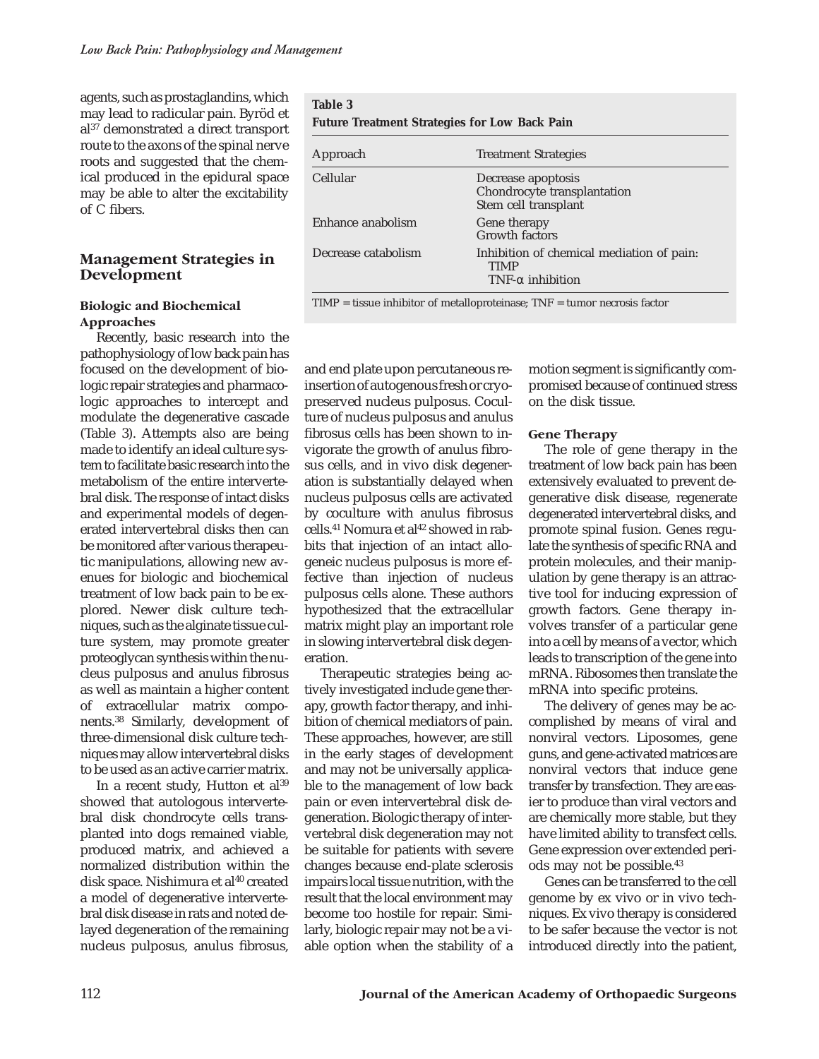agents, such as prostaglandins, which may lead to radicular pain. Byröd et al[37] demonstrated a direct transport route to the axons of the spinal nerve roots and suggested that the chemical produced in the epidural space may be able to alter the excitability of C fibers.

## Management Strategies in Development

### Biologic and Biochemical Approaches

Recently, basic research into the pathophysiology of low back pain has focused on the development of biologic repair strategies and pharmacologic approaches to intercept and modulate the degenerative cascade (Table 3). Attempts also are being made to identify an ideal culture system to facilitate basic research into the metabolism of the entire intervertebral disk. The response of intact disks and experimental models of degenerated intervertebral disks then can be monitored after various therapeutic manipulations, allowing new avenues for biologic and biochemical treatment of low back pain to be explored. Newer disk culture techniques, such as the alginate tissue culture system, may promote greater proteoglycan synthesis within the nucleus pulposus and anulus fibrosus as well as maintain a higher content of extracellular matrix components.[38] Similarly, development of three-dimensional disk culture techniques may allow intervertebral disks to be used as an active carrier matrix.

**Table 3**
**Future Treatment Strategies for Low Back Pain**

| Approach | Treatment Strategies |
|---|---|
| Cellular | Decrease apoptosis<br>Chondrocyte transplantation<br>Stem cell transplant |
| Enhance anabolism | Gene therapy<br>Growth factors |
| Decrease catabolism | Inhibition of chemical mediation of pain:<br>TIMP<br>TNF-α inhibition |

TIMP = tissue inhibitor of metalloproteinase; TNF = tumor necrosis factor

In a recent study, Hutton et al[39] showed that autologous intervertebral disk chondrocyte cells transplanted into dogs remained viable, produced matrix, and achieved a normalized distribution within the disk space. Nishimura et al[40] created a model of degenerative intervertebral disk disease in rats and noted delayed degeneration of the remaining nucleus pulposus, anulus fibrosus, and end plate upon percutaneous reinsertion of autogenous fresh or cryopreserved nucleus pulposus. Coculture of nucleus pulposus and anulus fibrosus cells has been shown to invigorate the growth of anulus fibrosus cells, and in vivo disk degeneration is substantially delayed when nucleus pulposus cells are activated by coculture with anulus fibrosus cells.[41] Nomura et al[42] showed in rabbits that injection of an intact allogeneic nucleus pulposus is more effective than injection of nucleus pulposus cells alone. These authors hypothesized that the extracellular matrix might play an important role in slowing intervertebral disk degeneration.

Therapeutic strategies being actively investigated include gene therapy, growth factor therapy, and inhibition of chemical mediators of pain. These approaches, however, are still in the early stages of development and may not be universally applicable to the management of low back pain or even intervertebral disk degeneration. Biologic therapy of intervertebral disk degeneration may not be suitable for patients with severe changes because end-plate sclerosis impairs local tissue nutrition, with the result that the local environment may become too hostile for repair. Similarly, biologic repair may not be a viable option when the stability of a motion segment is significantly compromised because of continued stress on the disk tissue.

#### Gene Therapy

The role of gene therapy in the treatment of low back pain has been extensively evaluated to prevent degenerative disk disease, regenerate degenerated intervertebral disks, and promote spinal fusion. Genes regulate the synthesis of specific RNA and protein molecules, and their manipulation by gene therapy is an attractive tool for inducing expression of growth factors. Gene therapy involves transfer of a particular gene into a cell by means of a vector, which leads to transcription of the gene into mRNA. Ribosomes then translate the mRNA into specific proteins.

The delivery of genes may be accomplished by means of viral and nonviral vectors. Liposomes, gene guns, and gene-activated matrices are nonviral vectors that induce gene transfer by transfection. They are easier to produce than viral vectors and are chemically more stable, but they have limited ability to transfect cells. Gene expression over extended periods may not be possible.[43]

Genes can be transferred to the cell genome by ex vivo or in vivo techniques. Ex vivo therapy is considered to be safer because the vector is not introduced directly into the patient,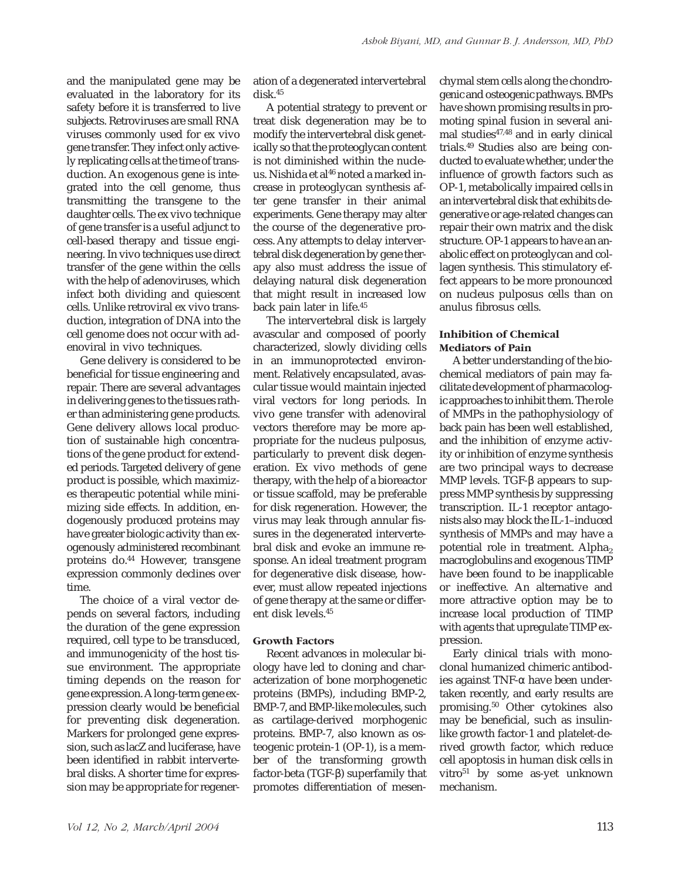and the manipulated gene may be evaluated in the laboratory for its safety before it is transferred to live subjects. Retroviruses are small RNA viruses commonly used for ex vivo gene transfer. They infect only actively replicating cells at the time of transduction. An exogenous gene is integrated into the cell genome, thus transmitting the transgene to the daughter cells. The ex vivo technique of gene transfer is a useful adjunct to cell-based therapy and tissue engineering. In vivo techniques use direct transfer of the gene within the cells with the help of adenoviruses, which infect both dividing and quiescent cells. Unlike retroviral ex vivo transduction, integration of DNA into the cell genome does not occur with adenoviral in vivo techniques.

Gene delivery is considered to be beneficial for tissue engineering and repair. There are several advantages in delivering genes to the tissues rather than administering gene products. Gene delivery allows local production of sustainable high concentrations of the gene product for extended periods. Targeted delivery of gene product is possible, which maximizes therapeutic potential while minimizing side effects. In addition, endogenously produced proteins may have greater biologic activity than exogenously administered recombinant proteins do.[44] However, transgene expression commonly declines over time.

The choice of a viral vector depends on several factors, including the duration of the gene expression required, cell type to be transduced, and immunogenicity of the host tissue environment. The appropriate timing depends on the reason for gene expression. A long-term gene expression clearly would be beneficial for preventing disk degeneration. Markers for prolonged gene expression, such as lacZ and luciferase, have been identified in rabbit intervertebral disks. A shorter time for expression may be appropriate for regeneration of a degenerated intervertebral disk.[45]

A potential strategy to prevent or treat disk degeneration may be to modify the intervertebral disk genetically so that the proteoglycan content is not diminished within the nucleus. Nishida et al[46] noted a marked increase in proteoglycan synthesis after gene transfer in their animal experiments. Gene therapy may alter the course of the degenerative process. Any attempts to delay intervertebral disk degeneration by gene therapy also must address the issue of delaying natural disk degeneration that might result in increased low back pain later in life.[45]

The intervertebral disk is largely avascular and composed of poorly characterized, slowly dividing cells in an immunoprotected environment. Relatively encapsulated, avascular tissue would maintain injected viral vectors for long periods. In vivo gene transfer with adenoviral vectors therefore may be more appropriate for the nucleus pulposus, particularly to prevent disk degeneration. Ex vivo methods of gene therapy, with the help of a bioreactor or tissue scaffold, may be preferable for disk regeneration. However, the virus may leak through annular fissures in the degenerated intervertebral disk and evoke an immune response. An ideal treatment program for degenerative disk disease, however, must allow repeated injections of gene therapy at the same or different disk levels.[45]

### Growth Factors

Recent advances in molecular biology have led to cloning and characterization of bone morphogenetic proteins (BMPs), including BMP-2, BMP-7, and BMP-like molecules, such as cartilage-derived morphogenic proteins. BMP-7, also known as osteogenic protein-1 (OP-1), is a member of the transforming growth factor-beta (TGF-β) superfamily that promotes differentiation of mesenchymal stem cells along the chondrogenic and osteogenic pathways. BMPs have shown promising results in promoting spinal fusion in several animal studies[47,48] and in early clinical trials.[49] Studies also are being conducted to evaluate whether, under the influence of growth factors such as OP-1, metabolically impaired cells in an intervertebral disk that exhibits degenerative or age-related changes can repair their own matrix and the disk structure. OP-1 appears to have an anabolic effect on proteoglycan and collagen synthesis. This stimulatory effect appears to be more pronounced on nucleus pulposus cells than on anulus fibrosus cells.

### Inhibition of Chemical Mediators of Pain

A better understanding of the biochemical mediators of pain may facilitate development of pharmacologic approaches to inhibit them. The role of MMPs in the pathophysiology of back pain has been well established, and the inhibition of enzyme activity or inhibition of enzyme synthesis are two principal ways to decrease MMP levels. TGF-β appears to suppress MMP synthesis by suppressing transcription. IL-1 receptor antagonists also may block the IL-1–induced synthesis of MMPs and may have a potential role in treatment. $Alpha_2$ macroglobulins and exogenous TIMP have been found to be inapplicable or ineffective. An alternative and more attractive option may be to increase local production of TIMP with agents that upregulate TIMP expression.

Early clinical trials with monoclonal humanized chimeric antibodies against TNF-α have been undertaken recently, and early results are promising.[50] Other cytokines also may be beneficial, such as insulin-like growth factor-1 and platelet-derived growth factor, which reduce cell apoptosis in human disk cells in vitro[51] by some as-yet unknown mechanism.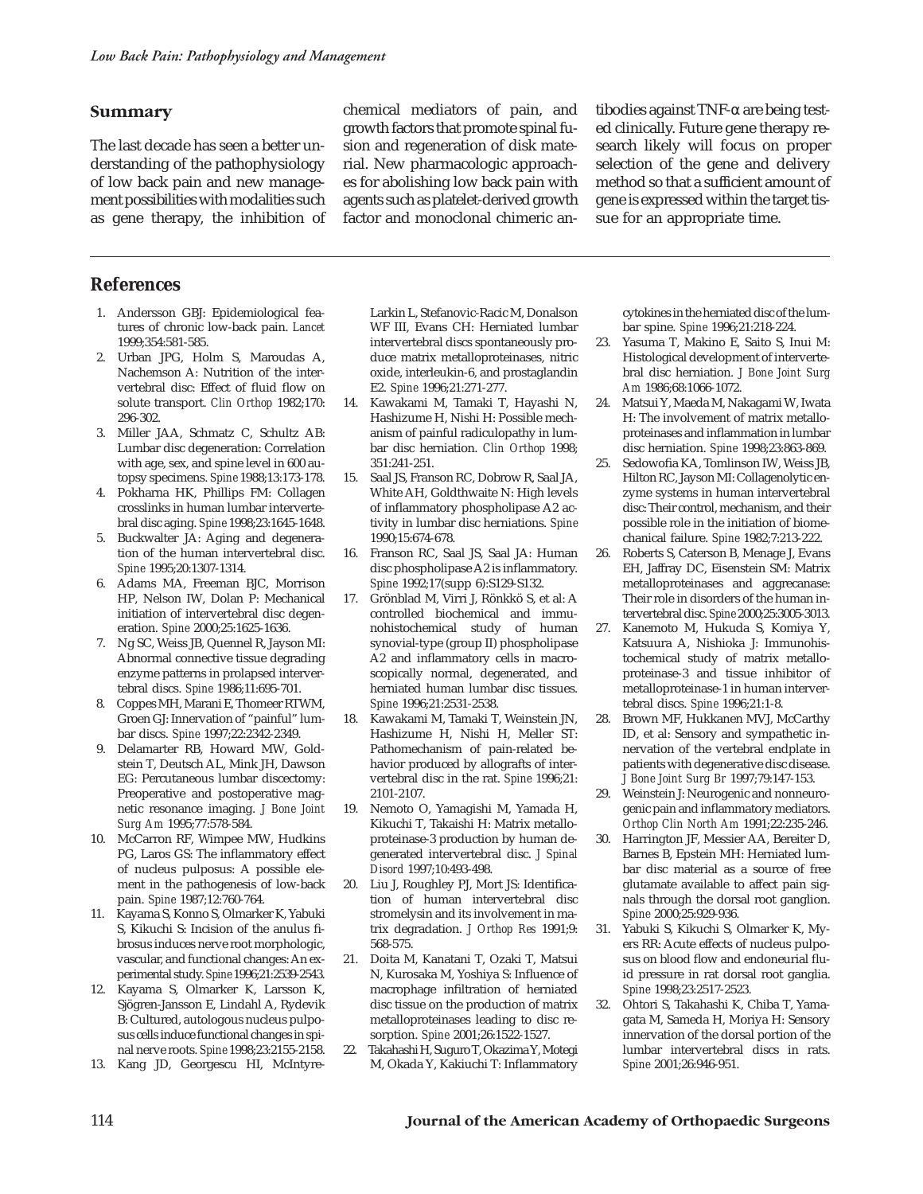## Summary

The last decade has seen a better understanding of the pathophysiology of low back pain and new management possibilities with modalities such as gene therapy, the inhibition of chemical mediators of pain, and growth factors that promote spinal fusion and regeneration of disk material. New pharmacologic approaches for abolishing low back pain with agents such as platelet-derived growth factor and monoclonal chimeric antibodies against TNF-α are being tested clinically. Future gene therapy research likely will focus on proper selection of the gene and delivery method so that a sufficient amount of gene is expressed within the target tissue for an appropriate time.

## References

1. Andersson GBJ: Epidemiological features of chronic low-back pain. *Lancet* 1999;354:581-585.
2. Urban JPG, Holm S, Maroudas A, Nachemson A: Nutrition of the intervertebral disc: Effect of fluid flow on solute transport. *Clin Orthop* 1982;170: 296-302.
3. Miller JAA, Schmatz C, Schultz AB: Lumbar disc degeneration: Correlation with age, sex, and spine level in 600 autopsy specimens. *Spine* 1988;13:173-178.
4. Pokharna HK, Phillips FM: Collagen crosslinks in human lumbar intervertebral disc aging. *Spine* 1998;23:1645-1648.
5. Buckwalter JA: Aging and degeneration of the human intervertebral disc. *Spine* 1995;20:1307-1314.
6. Adams MA, Freeman BJC, Morrison HP, Nelson IW, Dolan P: Mechanical initiation of intervertebral disc degeneration. *Spine* 2000;25:1625-1636.
7. Ng SC, Weiss JB, Quennel R, Jayson MI: Abnormal connective tissue degrading enzyme patterns in prolapsed intervertebral discs. *Spine* 1986;11:695-701.
8. Coppes MH, Marani E, Thomeer RTWM, Groen GJ: Innervation of "painful" lumbar discs. *Spine* 1997;22:2342-2349.
9. Delamarter RB, Howard MW, Goldstein T, Deutsch AL, Mink JH, Dawson EG: Percutaneous lumbar discectomy: Preoperative and postoperative magnetic resonance imaging. *J Bone Joint Surg Am* 1995;77:578-584.
10. McCarron RF, Wimpee MW, Hudkins PG, Laros GS: The inflammatory effect of nucleus pulposus: A possible element in the pathogenesis of low-back pain. *Spine* 1987;12:760-764.
11. Kayama S, Konno S, Olmarker K, Yabuki S, Kikuchi S: Incision of the anulus fibrosus induces nerve root morphologic, vascular, and functional changes: An experimental study. *Spine* 1996;21:2539-2543.
12. Kayama S, Olmarker K, Larsson K, Sjögren-Jansson E, Lindahl A, Rydevik B: Cultured, autologous nucleus pulposus cells induce functional changes in spinal nerve roots. *Spine* 1998;23:2155-2158.
13. Kang JD, Georgescu HI, McIntyre-Larkin L, Stefanovic-Racic M, Donalson WF III, Evans CH: Herniated lumbar intervertebral discs spontaneously produce matrix metalloproteinases, nitric oxide, interleukin-6, and prostaglandin E2. *Spine* 1996;21:271-277.
14. Kawakami M, Tamaki T, Hayashi N, Hashizume H, Nishi H: Possible mechanism of painful radiculopathy in lumbar disc herniation. *Clin Orthop* 1998; 351:241-251.
15. Saal JS, Franson RC, Dobrow R, Saal JA, White AH, Goldthwaite N: High levels of inflammatory phospholipase A2 activity in lumbar disc herniations. *Spine* 1990;15:674-678.
16. Franson RC, Saal JS, Saal JA: Human disc phospholipase A2 is inflammatory. *Spine* 1992;17(supp 6):S129-S132.
17. Grönblad M, Virri J, Rönkkö S, et al: A controlled biochemical and immunohistochemical study of human synovial-type (group II) phospholipase A2 and inflammatory cells in macroscopically normal, degenerated, and herniated human lumbar disc tissues. *Spine* 1996;21:2531-2538.
18. Kawakami M, Tamaki T, Weinstein JN, Hashizume H, Nishi H, Meller ST: Pathomechanism of pain-related behavior produced by allografts of intervertebral disc in the rat. *Spine* 1996;21: 2101-2107.
19. Nemoto O, Yamagishi M, Yamada H, Kikuchi T, Takaishi H: Matrix metalloproteinase-3 production by human degenerated intervertebral disc. *J Spinal Disord* 1997;10:493-498.
20. Liu J, Roughley PJ, Mort JS: Identification of human intervertebral disc stromelysin and its involvement in matrix degradation. *J Orthop Res* 1991;9: 568-575.
21. Doita M, Kanatani T, Ozaki T, Matsui N, Kurosaka M, Yoshiya S: Influence of macrophage infiltration of herniated disc tissue on the production of matrix metalloproteinases leading to disc resorption. *Spine* 2001;26:1522-1527.
22. Takahashi H, Suguro T, Okazima Y, Motegi M, Okada Y, Kakiuchi T: Inflammatory cytokines in the herniated disc of the lumbar spine. *Spine* 1996;21:218-224.
23. Yasuma T, Makino E, Saito S, Inui M: Histological development of intervertebral disc herniation. *J Bone Joint Surg Am* 1986;68:1066-1072.
24. Matsui Y, Maeda M, Nakagami W, Iwata H: The involvement of matrix metalloproteinases and inflammation in lumbar disc herniation. *Spine* 1998;23:863-869.
25. Sedowofia KA, Tomlinson IW, Weiss JB, Hilton RC, Jayson MI: Collagenolytic enzyme systems in human intervertebral disc: Their control, mechanism, and their possible role in the initiation of biomechanical failure. *Spine* 1982;7:213-222.
26. Roberts S, Caterson B, Menage J, Evans EH, Jaffray DC, Eisenstein SM: Matrix metalloproteinases and aggrecanase: Their role in disorders of the human intervertebral disc. *Spine* 2000;25:3005-3013.
27. Kanemoto M, Hukuda S, Komiya Y, Katsuura A, Nishioka J: Immunohistochemical study of matrix metalloproteinase-3 and tissue inhibitor of metalloproteinase-1 in human intervertebral discs. *Spine* 1996;21:1-8.
28. Brown MF, Hukkanen MVJ, McCarthy ID, et al: Sensory and sympathetic innervation of the vertebral endplate in patients with degenerative disc disease. *J Bone Joint Surg Br* 1997;79:147-153.
29. Weinstein J: Neurogenic and nonneurogenic pain and inflammatory mediators. *Orthop Clin North Am* 1991;22:235-246.
30. Harrington JF, Messier AA, Bereiter D, Barnes B, Epstein MH: Herniated lumbar disc material as a source of free glutamate available to affect pain signals through the dorsal root ganglion. *Spine* 2000;25:929-936.
31. Yabuki S, Kikuchi S, Olmarker K, Myers RR: Acute effects of nucleus pulposus on blood flow and endoneurial fluid pressure in rat dorsal root ganglia. *Spine* 1998;23:2517-2523.
32. Ohtori S, Takahashi K, Chiba T, Yamagata M, Sameda H, Moriya H: Sensory innervation of the dorsal portion of the lumbar intervertebral discs in rats. *Spine* 2001;26:946-951.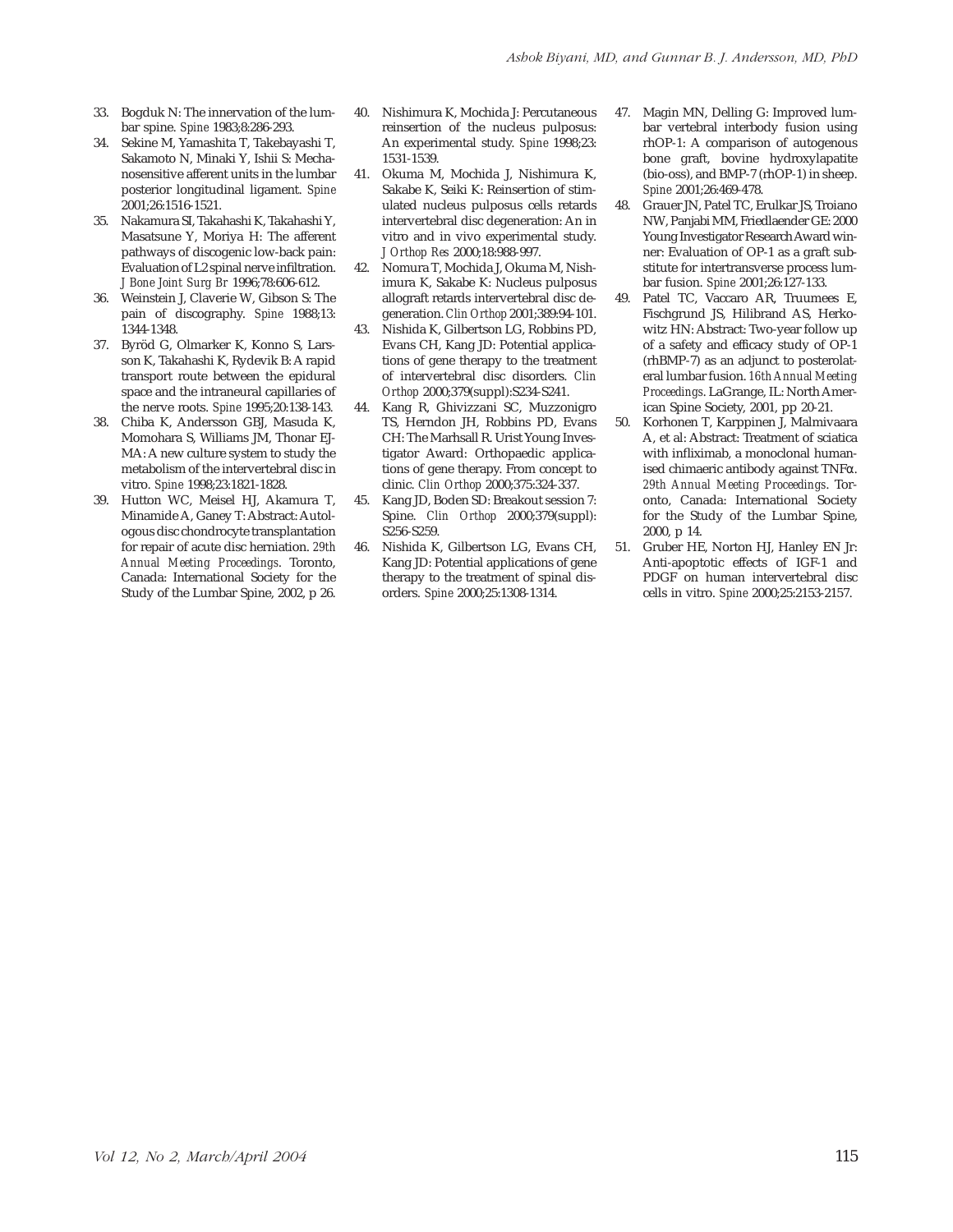33. Bogduk N: The innervation of the lumbar spine. *Spine* 1983;8:286-293.
34. Sekine M, Yamashita T, Takebayashi T, Sakamoto N, Minaki Y, Ishii S: Mechanosensitive afferent units in the lumbar posterior longitudinal ligament. *Spine* 2001;26:1516-1521.
35. Nakamura SI, Takahashi K, Takahashi Y, Masatsune Y, Moriya H: The afferent pathways of discogenic low-back pain: Evaluation of L2 spinal nerve infiltration. *J Bone Joint Surg Br* 1996;78:606-612.
36. Weinstein J, Claverie W, Gibson S: The pain of discography. *Spine* 1988;13: 1344-1348.
37. Byröd G, Olmarker K, Konno S, Larsson K, Takahashi K, Rydevik B: A rapid transport route between the epidural space and the intraneural capillaries of the nerve roots. *Spine* 1995;20:138-143.
38. Chiba K, Andersson GBJ, Masuda K, Momohara S, Williams JM, Thonar EJ-MA: A new culture system to study the metabolism of the intervertebral disc in vitro. *Spine* 1998;23:1821-1828.
39. Hutton WC, Meisel HJ, Akamura T, Minamide A, Ganey T: Abstract: Autologous disc chondrocyte transplantation for repair of acute disc herniation. *29th Annual Meeting Proceedings*. Toronto, Canada: International Society for the Study of the Lumbar Spine, 2002, p 26.
40. Nishimura K, Mochida J: Percutaneous reinsertion of the nucleus pulposus: An experimental study. *Spine* 1998;23: 1531-1539.
41. Okuma M, Mochida J, Nishimura K, Sakabe K, Seiki K: Reinsertion of stimulated nucleus pulposus cells retards intervertebral disc degeneration: An in vitro and in vivo experimental study. *J Orthop Res* 2000;18:988-997.
42. Nomura T, Mochida J, Okuma M, Nishimura K, Sakabe K: Nucleus pulposus allograft retards intervertebral disc degeneration. *Clin Orthop* 2001;389:94-101.
43. Nishida K, Gilbertson LG, Robbins PD, Evans CH, Kang JD: Potential applications of gene therapy to the treatment of intervertebral disc disorders. *Clin Orthop* 2000;379(suppl):S234-S241.
44. Kang R, Ghivizzani SC, Muzzonigro TS, Herndon JH, Robbins PD, Evans CH: The Marhsall R. Urist Young Investigator Award: Orthopaedic applications of gene therapy. From concept to clinic. *Clin Orthop* 2000;375:324-337.
45. Kang JD, Boden SD: Breakout session 7: Spine. *Clin Orthop* 2000;379(suppl): S256-S259.
46. Nishida K, Gilbertson LG, Evans CH, Kang JD: Potential applications of gene therapy to the treatment of spinal disorders. *Spine* 2000;25:1308-1314.
47. Magin MN, Delling G: Improved lumbar vertebral interbody fusion using rhOP-1: A comparison of autogenous bone graft, bovine hydroxylapatite (bio-oss), and BMP-7 (rhOP-1) in sheep. *Spine* 2001;26:469-478.
48. Grauer JN, Patel TC, Erulkar JS, Troiano NW, Panjabi MM, Friedlaender GE: 2000 Young Investigator Research Award winner: Evaluation of OP-1 as a graft substitute for intertransverse process lumbar fusion. *Spine* 2001;26:127-133.
49. Patel TC, Vaccaro AR, Truumees E, Fischgrund JS, Hilibrand AS, Herkowitz HN: Abstract: Two-year follow up of a safety and efficacy study of OP-1 (rhBMP-7) as an adjunct to posterolateral lumbar fusion. *16th Annual Meeting Proceedings*. LaGrange, IL: North American Spine Society, 2001, pp 20-21.
50. Korhonen T, Karppinen J, Malmivaara A, et al: Abstract: Treatment of sciatica with infliximab, a monoclonal humanised chimaeric antibody against TNFα. *29th Annual Meeting Proceedings*. Toronto, Canada: International Society for the Study of the Lumbar Spine, 2000, p 14.
51. Gruber HE, Norton HJ, Hanley EN Jr: Anti-apoptotic effects of IGF-1 and PDGF on human intervertebral disc cells in vitro. *Spine* 2000;25:2153-2157.